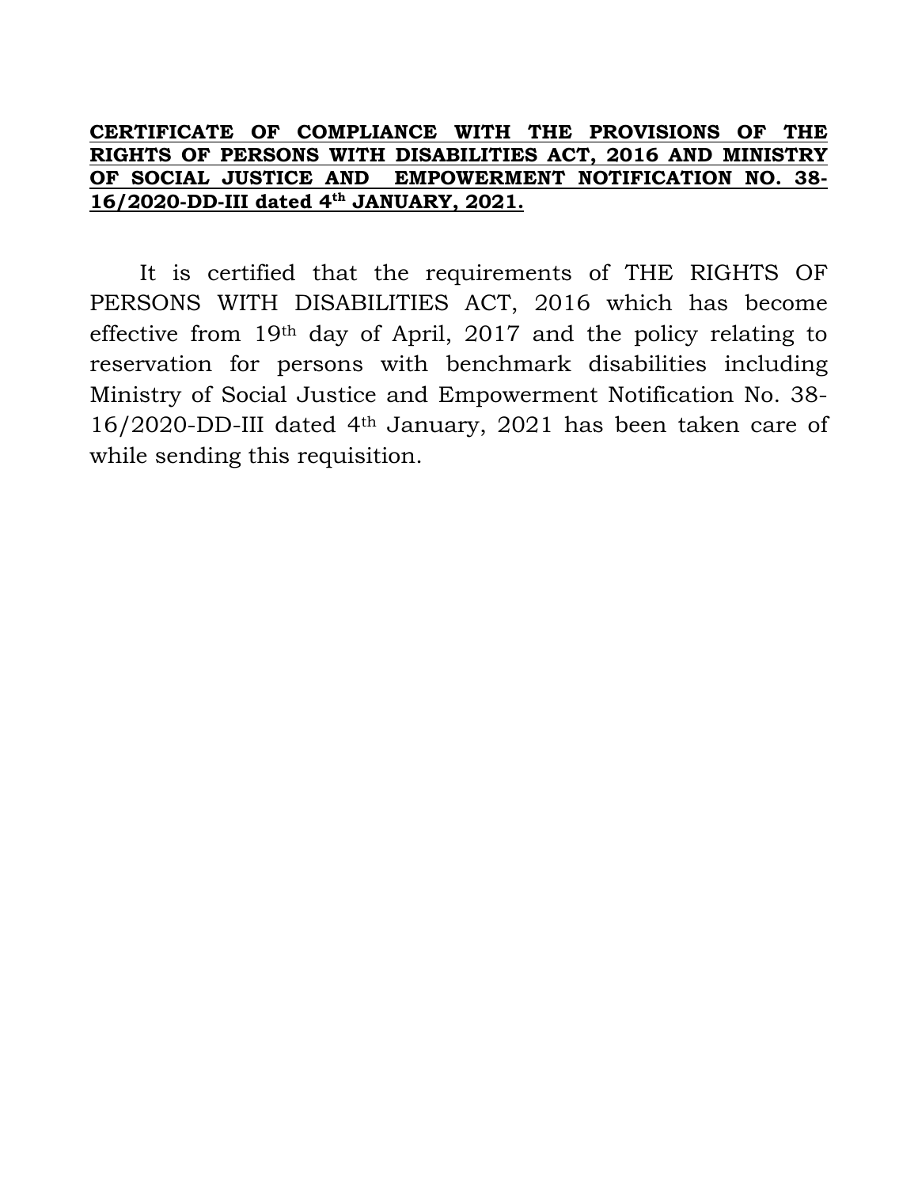**CERTIFICATE OF COMPLIANCE WITH THE PROVISIONS OF THE RIGHTS OF PERSONS WITH DISABILITIES ACT, 2016 AND MINISTRY OF SOCIAL JUSTICE AND EMPOWERMENT NOTIFICATION NO. 38-16/2020-DD-III dated 4th JANUARY, 2021.**

It is certified that the requirements of THE RIGHTS OF PERSONS WITH DISABILITIES ACT, 2016 which has become effective from 19th day of April, 2017 and the policy relating to reservation for persons with benchmark disabilities including Ministry of Social Justice and Empowerment Notification No. 38-16/2020-DD-III dated 4th January, 2021 has been taken care of while sending this requisition.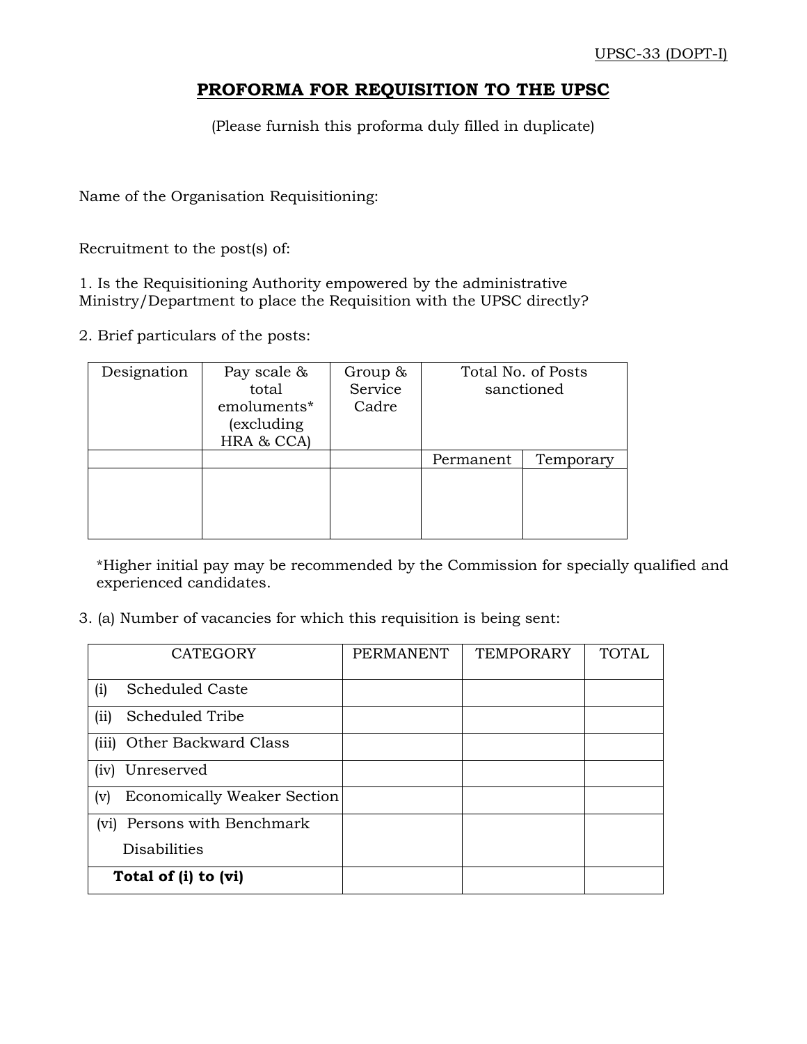UPSC-33 (DOPT-I)

# PROFORMA FOR REQUISITION TO THE UPSC

(Please furnish this proforma duly filled in duplicate)

Name of the Organisation Requisitioning:

Recruitment to the post(s) of:

1. Is the Requisitioning Authority empowered by the administrative Ministry/Department to place the Requisition with the UPSC directly?

2. Brief particulars of the posts:

| Designation | Pay scale & total emoluments* (excluding HRA & CCA) | Group & Service Cadre | Total No. of Posts sanctioned | |
|---|---|---|---|---|
| | | | Permanent | Temporary |
| | | | | |

*Higher initial pay may be recommended by the Commission for specially qualified and experienced candidates.

3. (a) Number of vacancies for which this requisition is being sent:

| CATEGORY | PERMANENT | TEMPORARY | TOTAL |
|---|---|---|---|
| (i) Scheduled Caste | | | |
| (ii) Scheduled Tribe | | | |
| (iii) Other Backward Class | | | |
| (iv) Unreserved | | | |
| (v) Economically Weaker Section | | | |
| (vi) Persons with Benchmark Disabilities | | | |
| **Total of (i) to (vi)** | | | |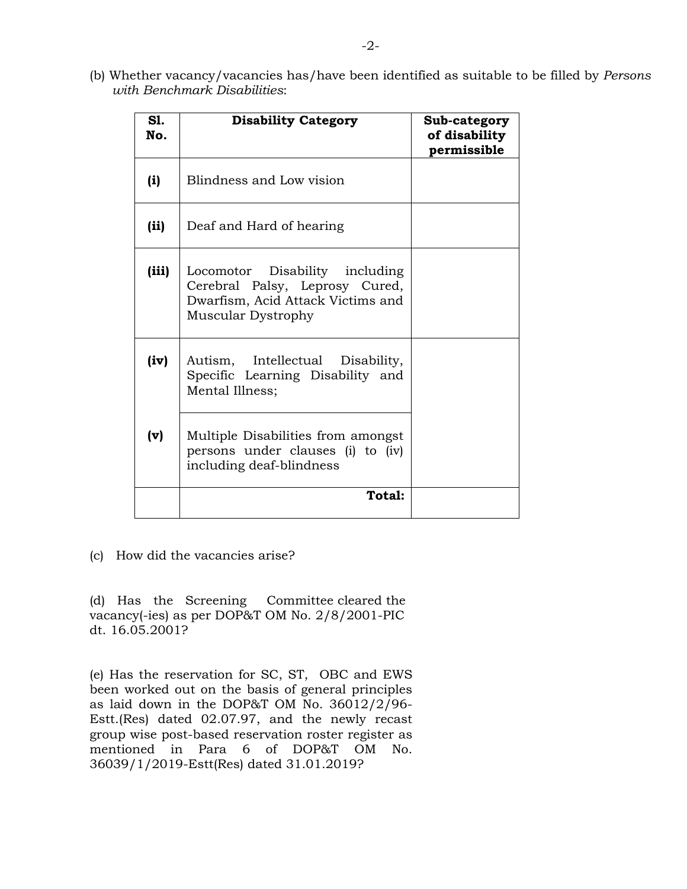(b) Whether vacancy/vacancies has/have been identified as suitable to be filled by *Persons with Benchmark Disabilities*:

| Sl. No. | Disability Category | Sub-category of disability permissible |
|---|---|---|
| **(i)** | Blindness and Low vision | |
| **(ii)** | Deaf and Hard of hearing | |
| **(iii)** | Locomotor Disability including Cerebral Palsy, Leprosy Cured, Dwarfism, Acid Attack Victims and Muscular Dystrophy | |
| **(iv)** | Autism, Intellectual Disability, Specific Learning Disability and Mental Illness; | |
| **(v)** | Multiple Disabilities from amongst persons under clauses (i) to (iv) including deaf-blindness | |
| | **Total:** | |

(c) How did the vacancies arise?

(d) Has the Screening Committee cleared the vacancy(-ies) as per DOP&T OM No. 2/8/2001-PIC dt. 16.05.2001?

(e) Has the reservation for SC, ST, OBC and EWS been worked out on the basis of general principles as laid down in the DOP&T OM No. 36012/2/96-Estt.(Res) dated 02.07.97, and the newly recast group wise post-based reservation roster register as mentioned in Para 6 of DOP&T OM No. 36039/1/2019-Estt(Res) dated 31.01.2019?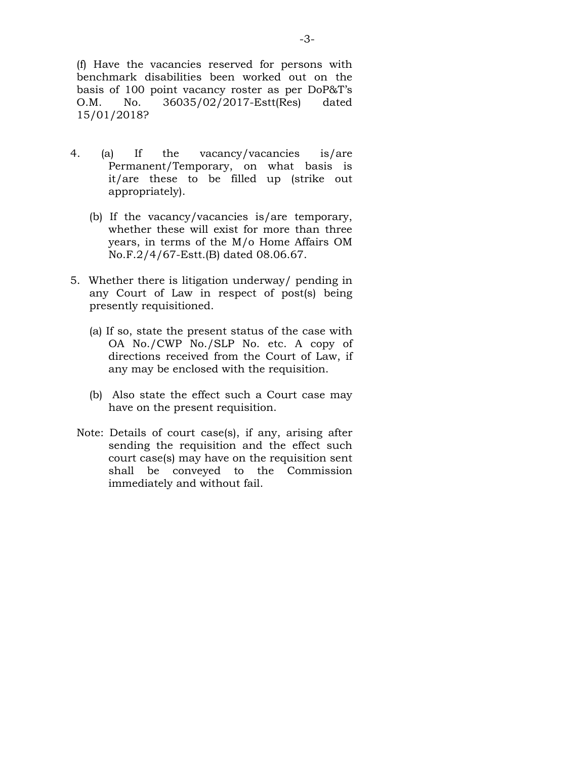(f) Have the vacancies reserved for persons with benchmark disabilities been worked out on the basis of 100 point vacancy roster as per DoP&T's O.M. No. 36035/02/2017-Estt(Res) dated 15/01/2018?

4. (a) If the vacancy/vacancies is/are Permanent/Temporary, on what basis is it/are these to be filled up (strike out appropriately).

   (b) If the vacancy/vacancies is/are temporary, whether these will exist for more than three years, in terms of the M/o Home Affairs OM No.F.2/4/67-Estt.(B) dated 08.06.67.

5. Whether there is litigation underway/ pending in any Court of Law in respect of post(s) being presently requisitioned.

   (a) If so, state the present status of the case with OA No./CWP No./SLP No. etc. A copy of directions received from the Court of Law, if any may be enclosed with the requisition.

   (b) Also state the effect such a Court case may have on the present requisition.

Note: Details of court case(s), if any, arising after sending the requisition and the effect such court case(s) may have on the requisition sent shall be conveyed to the Commission immediately and without fail.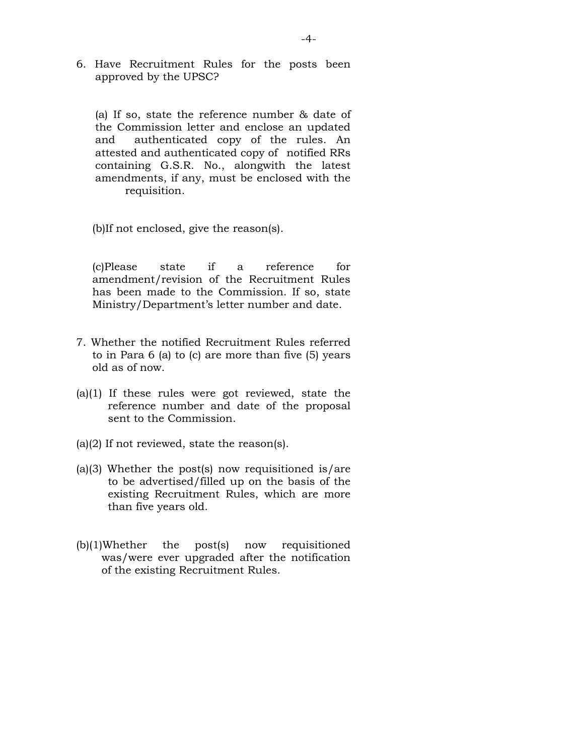6. Have Recruitment Rules for the posts been approved by the UPSC?

   (a) If so, state the reference number & date of the Commission letter and enclose an updated and authenticated copy of the rules. An attested and authenticated copy of notified RRs containing G.S.R. No., alongwith the latest amendments, if any, must be enclosed with the requisition.

   (b)If not enclosed, give the reason(s).

   (c)Please state if a reference for amendment/revision of the Recruitment Rules has been made to the Commission. If so, state Ministry/Department's letter number and date.

7. Whether the notified Recruitment Rules referred to in Para 6 (a) to (c) are more than five (5) years old as of now.

(a)(1) If these rules were got reviewed, state the reference number and date of the proposal sent to the Commission.

(a)(2) If not reviewed, state the reason(s).

(a)(3) Whether the post(s) now requisitioned is/are to be advertised/filled up on the basis of the existing Recruitment Rules, which are more than five years old.

(b)(1)Whether the post(s) now requisitioned was/were ever upgraded after the notification of the existing Recruitment Rules.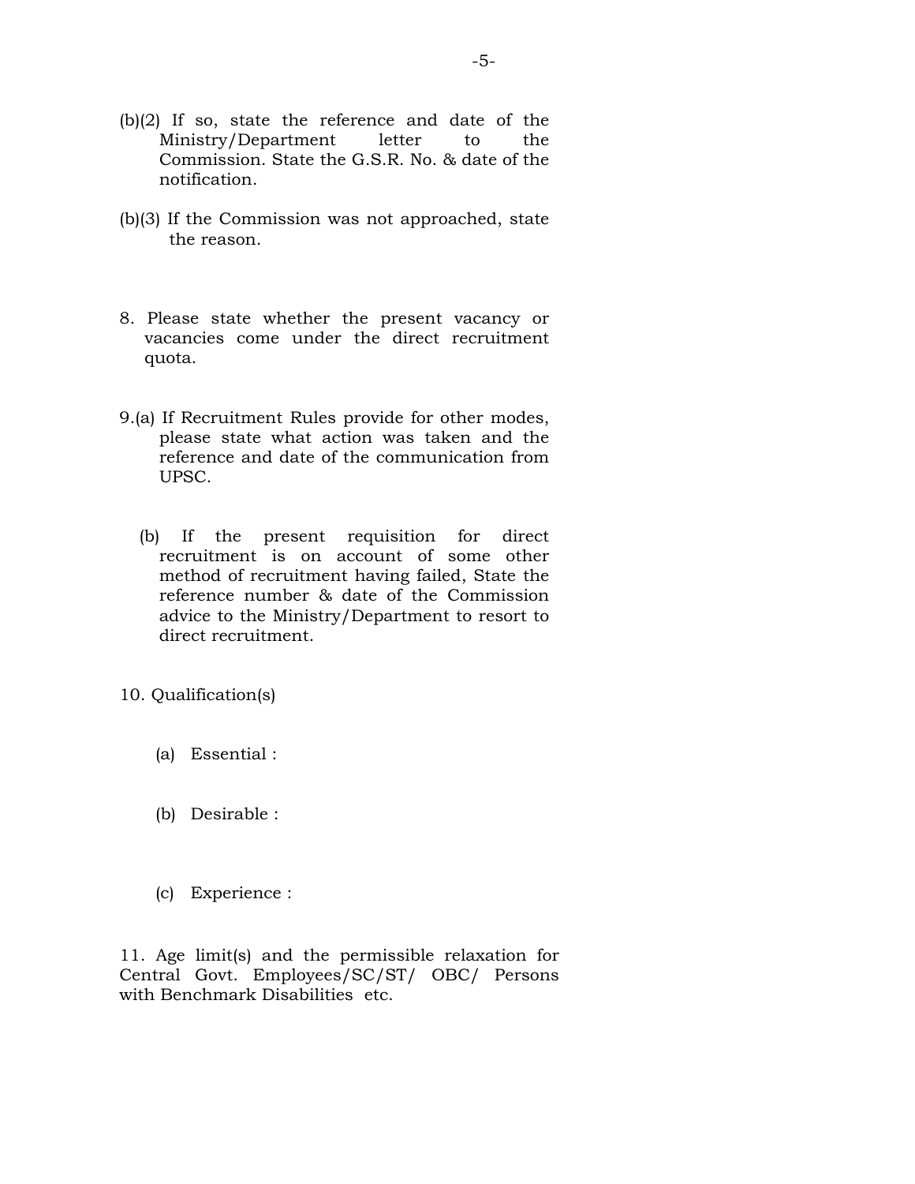(b)(2) If so, state the reference and date of the Ministry/Department letter to the Commission. State the G.S.R. No. & date of the notification.

(b)(3) If the Commission was not approached, state the reason.

8. Please state whether the present vacancy or vacancies come under the direct recruitment quota.

9.(a) If Recruitment Rules provide for other modes, please state what action was taken and the reference and date of the communication from UPSC.

(b) If the present requisition for direct recruitment is on account of some other method of recruitment having failed, State the reference number & date of the Commission advice to the Ministry/Department to resort to direct recruitment.

10. Qualification(s)

(a) Essential :

(b) Desirable :

(c) Experience :

11. Age limit(s) and the permissible relaxation for Central Govt. Employees/SC/ST/ OBC/ Persons with Benchmark Disabilities etc.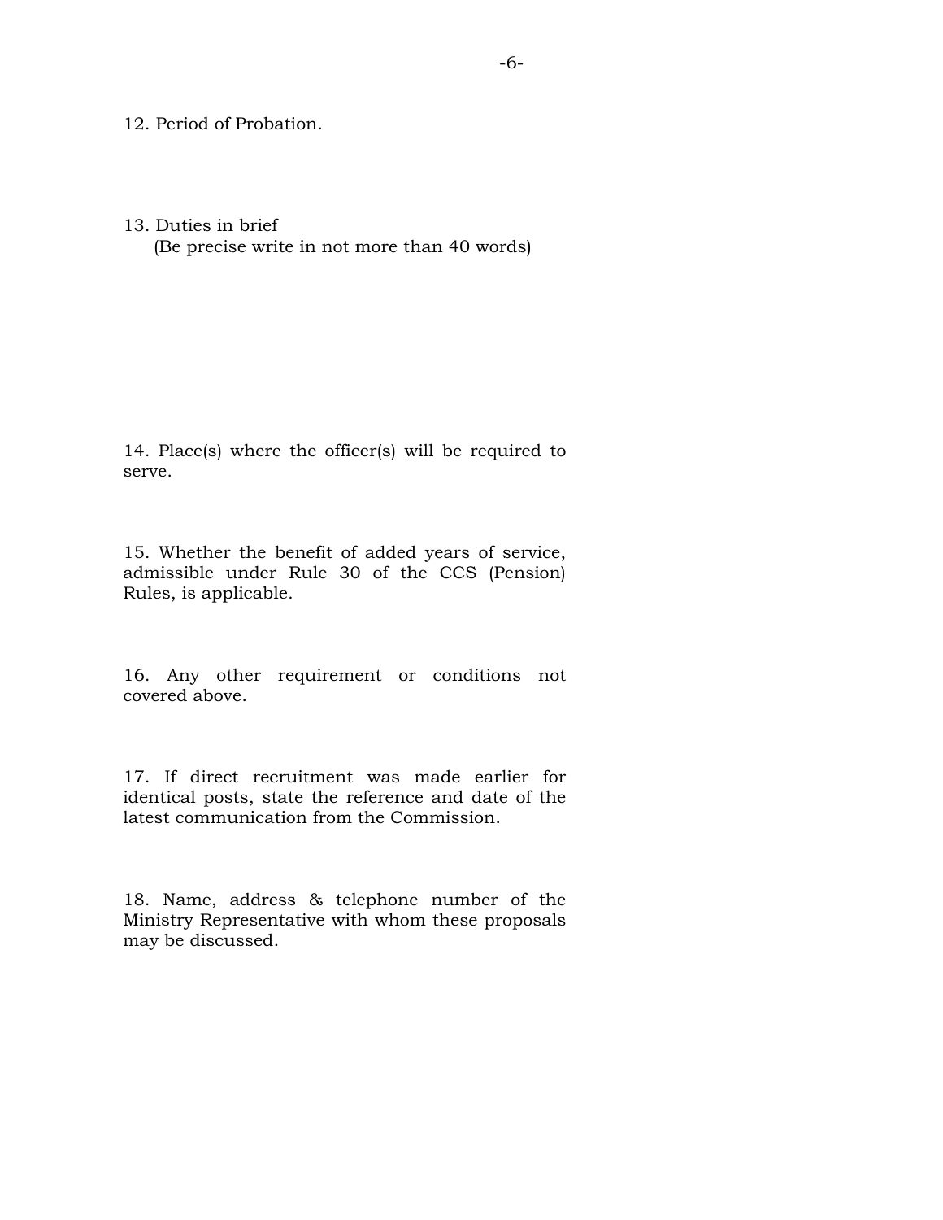12. Period of Probation.

13. Duties in brief
    (Be precise write in not more than 40 words)

14. Place(s) where the officer(s) will be required to serve.

15. Whether the benefit of added years of service, admissible under Rule 30 of the CCS (Pension) Rules, is applicable.

16. Any other requirement or conditions not covered above.

17. If direct recruitment was made earlier for identical posts, state the reference and date of the latest communication from the Commission.

18. Name, address & telephone number of the Ministry Representative with whom these proposals may be discussed.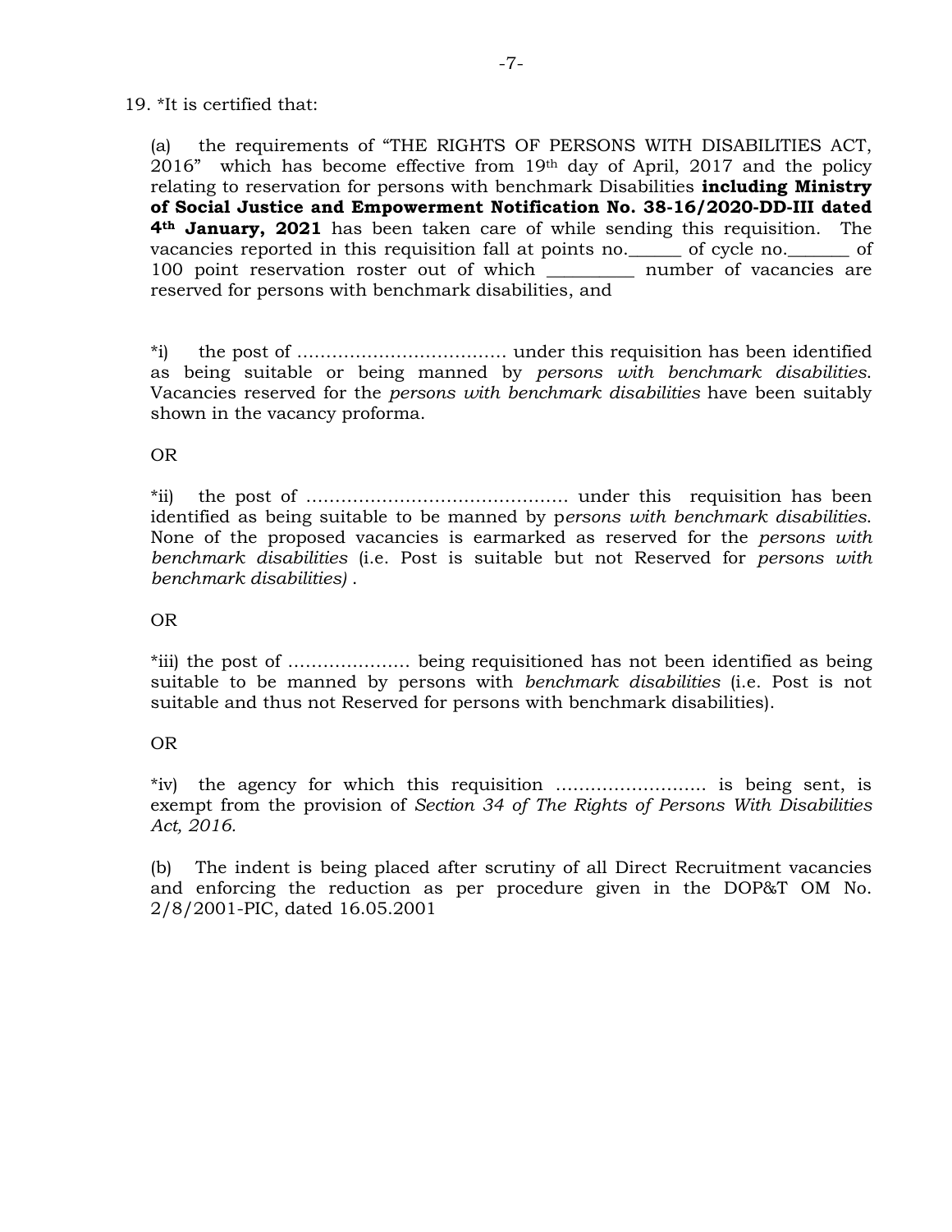19. *It is certified that:

(a) the requirements of "THE RIGHTS OF PERSONS WITH DISABILITIES ACT, 2016" which has become effective from 19th day of April, 2017 and the policy relating to reservation for persons with benchmark Disabilities **including Ministry of Social Justice and Empowerment Notification No. 38-16/2020-DD-III dated 4th January, 2021** has been taken care of while sending this requisition. The vacancies reported in this requisition fall at points no.______ of cycle no._______ of 100 point reservation roster out of which __________ number of vacancies are reserved for persons with benchmark disabilities, and

*i) the post of ……………………………… under this requisition has been identified as being suitable or being manned by *persons with benchmark disabilities*. Vacancies reserved for the *persons with benchmark disabilities* have been suitably shown in the vacancy proforma.

OR

*ii) the post of ……………………………………… under this requisition has been identified as being suitable to be manned by p*ersons with benchmark disabilities*. None of the proposed vacancies is earmarked as reserved for the *persons with benchmark disabilities* (i.e. Post is suitable but not Reserved for *persons with benchmark disabilities)* .

OR

*iii) the post of ………………… being requisitioned has not been identified as being suitable to be manned by persons with *benchmark disabilities* (i.e. Post is not suitable and thus not Reserved for persons with benchmark disabilities).

OR

*iv) the agency for which this requisition ……………………. is being sent, is exempt from the provision of *Section 34 of The Rights of Persons With Disabilities Act, 2016*.

(b) The indent is being placed after scrutiny of all Direct Recruitment vacancies and enforcing the reduction as per procedure given in the DOP&T OM No. 2/8/2001-PIC, dated 16.05.2001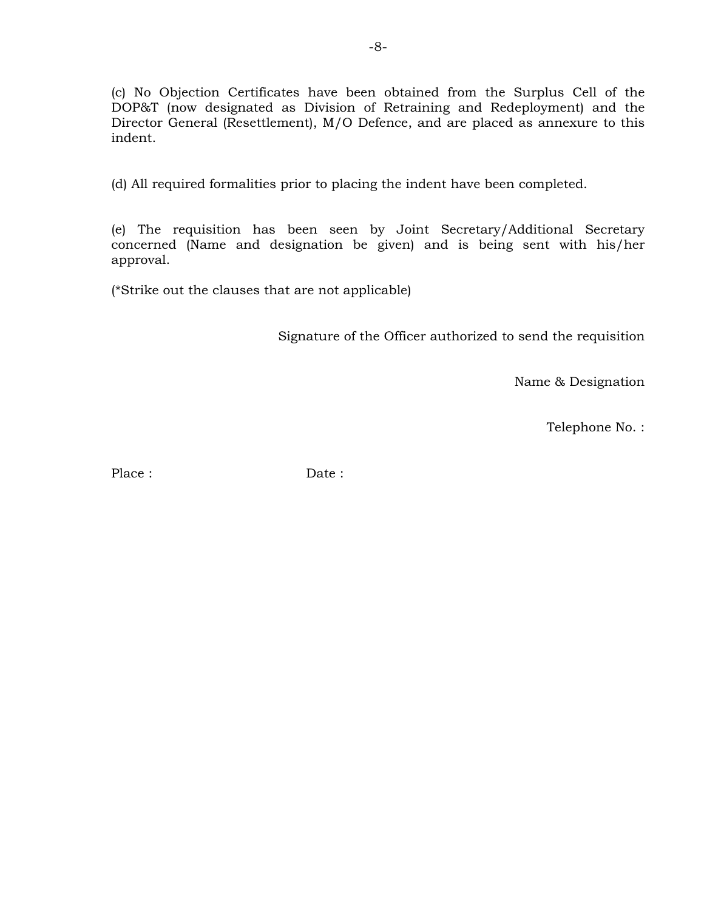(c) No Objection Certificates have been obtained from the Surplus Cell of the DOP&T (now designated as Division of Retraining and Redeployment) and the Director General (Resettlement), M/O Defence, and are placed as annexure to this indent.

(d) All required formalities prior to placing the indent have been completed.

(e) The requisition has been seen by Joint Secretary/Additional Secretary concerned (Name and designation be given) and is being sent with his/her approval.

(*Strike out the clauses that are not applicable)

Signature of the Officer authorized to send the requisition

Name & Designation

Telephone No. :

Place :                                    Date :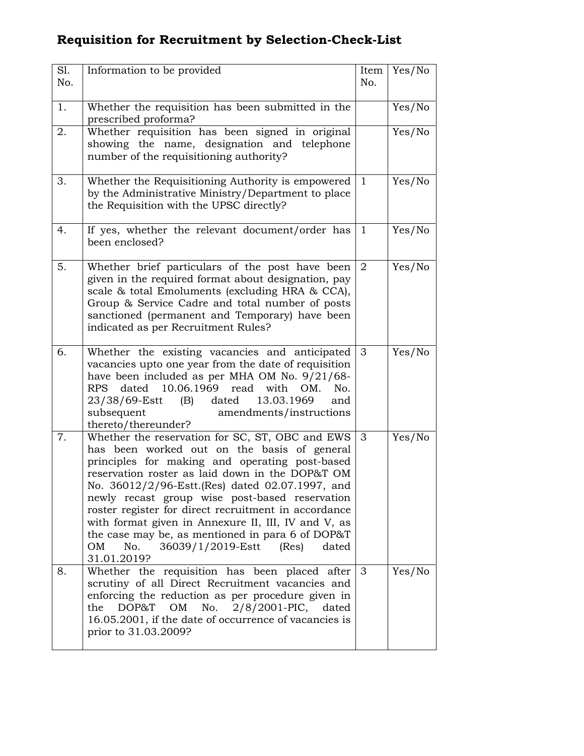## Requisition for Recruitment by Selection-Check-List

| Sl. No. | Information to be provided | Item No. | Yes/No |
|---|---|---|---|
| 1. | Whether the requisition has been submitted in the prescribed proforma? | | Yes/No |
| 2. | Whether requisition has been signed in original showing the name, designation and telephone number of the requisitioning authority? | | Yes/No |
| 3. | Whether the Requisitioning Authority is empowered by the Administrative Ministry/Department to place the Requisition with the UPSC directly? | 1 | Yes/No |
| 4. | If yes, whether the relevant document/order has been enclosed? | 1 | Yes/No |
| 5. | Whether brief particulars of the post have been given in the required format about designation, pay scale & total Emoluments (excluding HRA & CCA), Group & Service Cadre and total number of posts sanctioned (permanent and Temporary) have been indicated as per Recruitment Rules? | 2 | Yes/No |
| 6. | Whether the existing vacancies and anticipated vacancies upto one year from the date of requisition have been included as per MHA OM No. 9/21/68-RPS dated 10.06.1969 read with OM. No. 23/38/69-Estt (B) dated 13.03.1969 and subsequent amendments/instructions thereto/thereunder? | 3 | Yes/No |
| 7. | Whether the reservation for SC, ST, OBC and EWS has been worked out on the basis of general principles for making and operating post-based reservation roster as laid down in the DOP&T OM No. 36012/2/96-Estt.(Res) dated 02.07.1997, and newly recast group wise post-based reservation roster register for direct recruitment in accordance with format given in Annexure II, III, IV and V, as the case may be, as mentioned in para 6 of DOP&T OM No. 36039/1/2019-Estt (Res) dated 31.01.2019? | 3 | Yes/No |
| 8. | Whether the requisition has been placed after scrutiny of all Direct Recruitment vacancies and enforcing the reduction as per procedure given in the DOP&T OM No. 2/8/2001-PIC, dated 16.05.2001, if the date of occurrence of vacancies is prior to 31.03.2009? | 3 | Yes/No |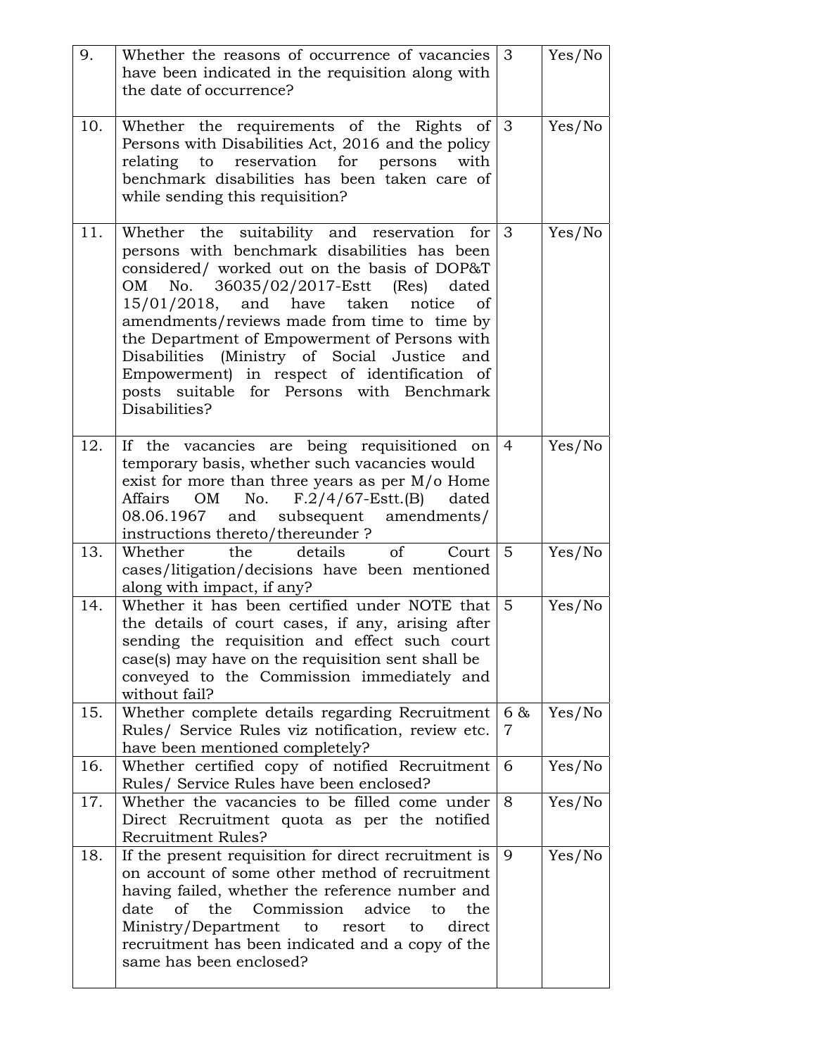| 9. | Whether the reasons of occurrence of vacancies have been indicated in the requisition along with the date of occurrence? | 3 | Yes/No |
|---|---|---|---|
| 10. | Whether the requirements of the Rights of Persons with Disabilities Act, 2016 and the policy relating to reservation for persons with benchmark disabilities has been taken care of while sending this requisition? | 3 | Yes/No |
| 11. | Whether the suitability and reservation for persons with benchmark disabilities has been considered/ worked out on the basis of DOP&T OM No. 36035/02/2017-Estt (Res) dated 15/01/2018, and have taken notice of amendments/reviews made from time to time by the Department of Empowerment of Persons with Disabilities (Ministry of Social Justice and Empowerment) in respect of identification of posts suitable for Persons with Benchmark Disabilities? | 3 | Yes/No |
| 12. | If the vacancies are being requisitioned on temporary basis, whether such vacancies would exist for more than three years as per M/o Home Affairs OM No. F.2/4/67-Estt.(B) dated 08.06.1967 and subsequent amendments/ instructions thereto/thereunder ? | 4 | Yes/No |
| 13. | Whether the details of Court cases/litigation/decisions have been mentioned along with impact, if any? | 5 | Yes/No |
| 14. | Whether it has been certified under NOTE that the details of court cases, if any, arising after sending the requisition and effect such court case(s) may have on the requisition sent shall be conveyed to the Commission immediately and without fail? | 5 | Yes/No |
| 15. | Whether complete details regarding Recruitment Rules/ Service Rules viz notification, review etc. have been mentioned completely? | 6 & 7 | Yes/No |
| 16. | Whether certified copy of notified Recruitment Rules/ Service Rules have been enclosed? | 6 | Yes/No |
| 17. | Whether the vacancies to be filled come under Direct Recruitment quota as per the notified Recruitment Rules? | 8 | Yes/No |
| 18. | If the present requisition for direct recruitment is on account of some other method of recruitment having failed, whether the reference number and date of the Commission advice to the Ministry/Department to resort to direct recruitment has been indicated and a copy of the same has been enclosed? | 9 | Yes/No |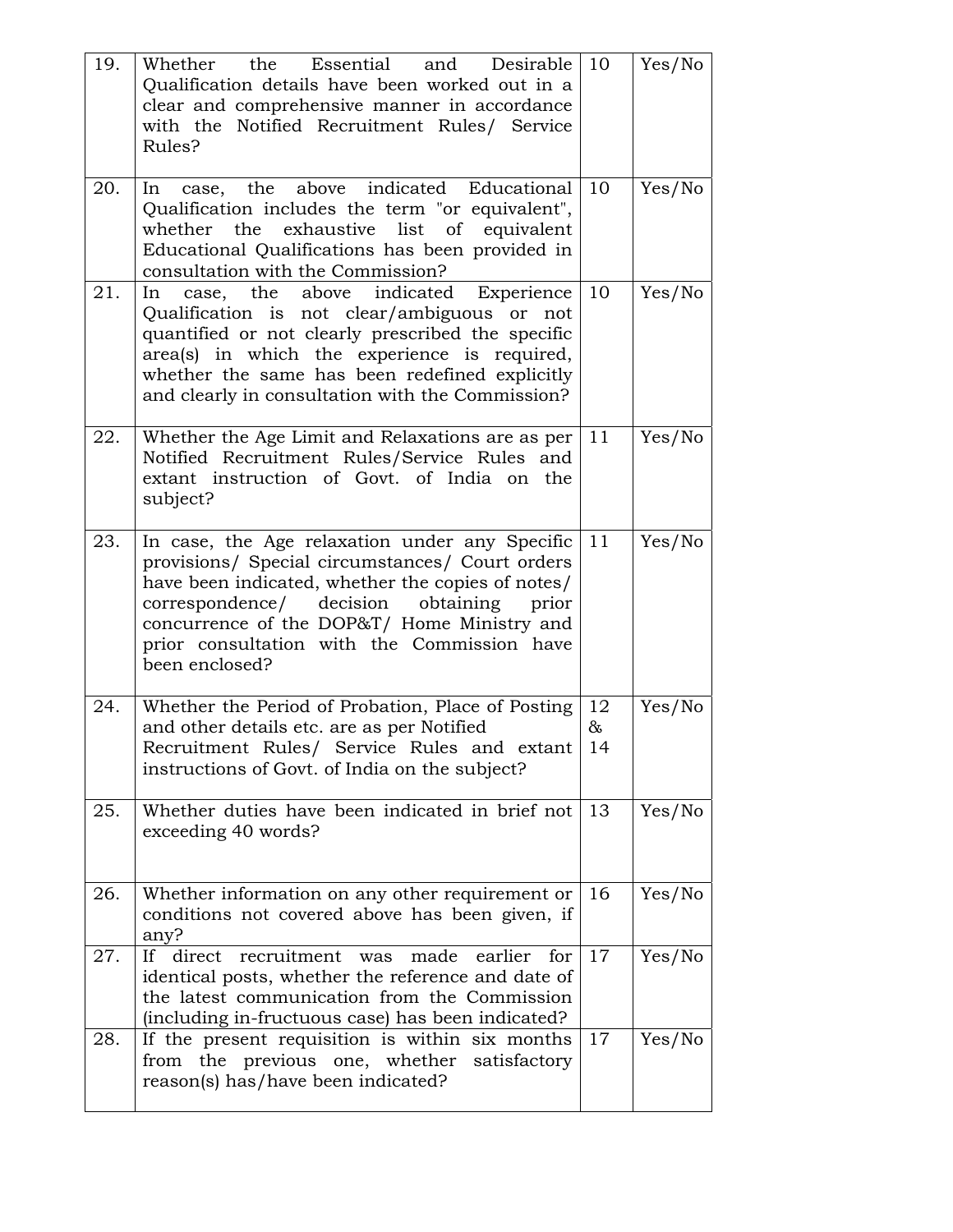| | | | |
|---|---|---|---|
| 19. | Whether the Essential and Desirable Qualification details have been worked out in a clear and comprehensive manner in accordance with the Notified Recruitment Rules/ Service Rules? | 10 | Yes/No |
| 20. | In case, the above indicated Educational Qualification includes the term "or equivalent", whether the exhaustive list of equivalent Educational Qualifications has been provided in consultation with the Commission? | 10 | Yes/No |
| 21. | In case, the above indicated Experience Qualification is not clear/ambiguous or not quantified or not clearly prescribed the specific area(s) in which the experience is required, whether the same has been redefined explicitly and clearly in consultation with the Commission? | 10 | Yes/No |
| 22. | Whether the Age Limit and Relaxations are as per Notified Recruitment Rules/Service Rules and extant instruction of Govt. of India on the subject? | 11 | Yes/No |
| 23. | In case, the Age relaxation under any Specific provisions/ Special circumstances/ Court orders have been indicated, whether the copies of notes/ correspondence/ decision obtaining prior concurrence of the DOP&T/ Home Ministry and prior consultation with the Commission have been enclosed? | 11 | Yes/No |
| 24. | Whether the Period of Probation, Place of Posting and other details etc. are as per Notified Recruitment Rules/ Service Rules and extant instructions of Govt. of India on the subject? | 12 & 14 | Yes/No |
| 25. | Whether duties have been indicated in brief not exceeding 40 words? | 13 | Yes/No |
| 26. | Whether information on any other requirement or conditions not covered above has been given, if any? | 16 | Yes/No |
| 27. | If direct recruitment was made earlier for identical posts, whether the reference and date of the latest communication from the Commission (including in-fructuous case) has been indicated? | 17 | Yes/No |
| 28. | If the present requisition is within six months from the previous one, whether satisfactory reason(s) has/have been indicated? | 17 | Yes/No |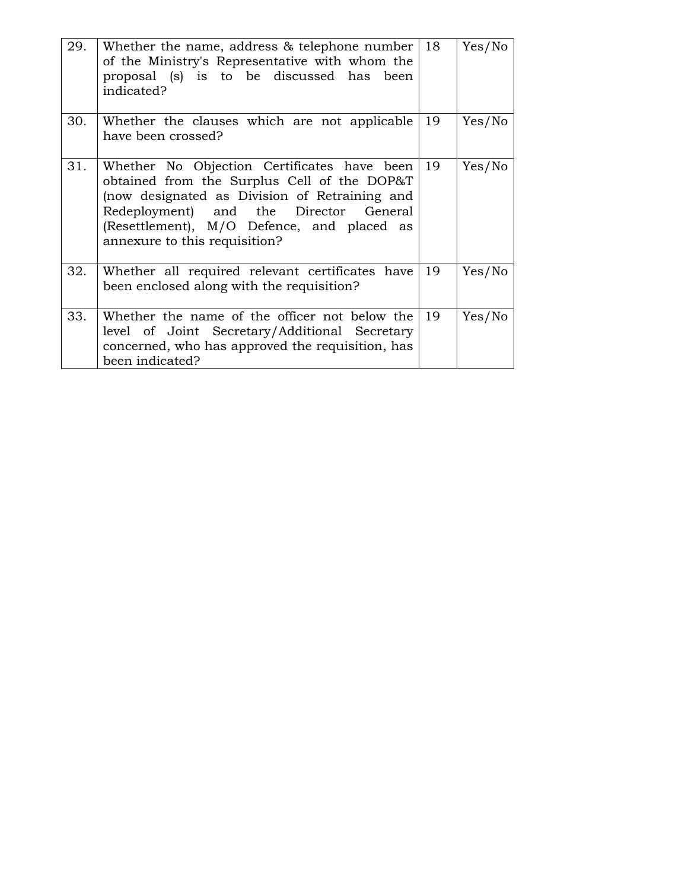| 29. | Whether the name, address & telephone number of the Ministry's Representative with whom the proposal (s) is to be discussed has been indicated? | 18 | Yes/No |
|---|---|---|---|
| 30. | Whether the clauses which are not applicable have been crossed? | 19 | Yes/No |
| 31. | Whether No Objection Certificates have been obtained from the Surplus Cell of the DOP&T (now designated as Division of Retraining and Redeployment) and the Director General (Resettlement), M/O Defence, and placed as annexure to this requisition? | 19 | Yes/No |
| 32. | Whether all required relevant certificates have been enclosed along with the requisition? | 19 | Yes/No |
| 33. | Whether the name of the officer not below the level of Joint Secretary/Additional Secretary concerned, who has approved the requisition, has been indicated? | 19 | Yes/No |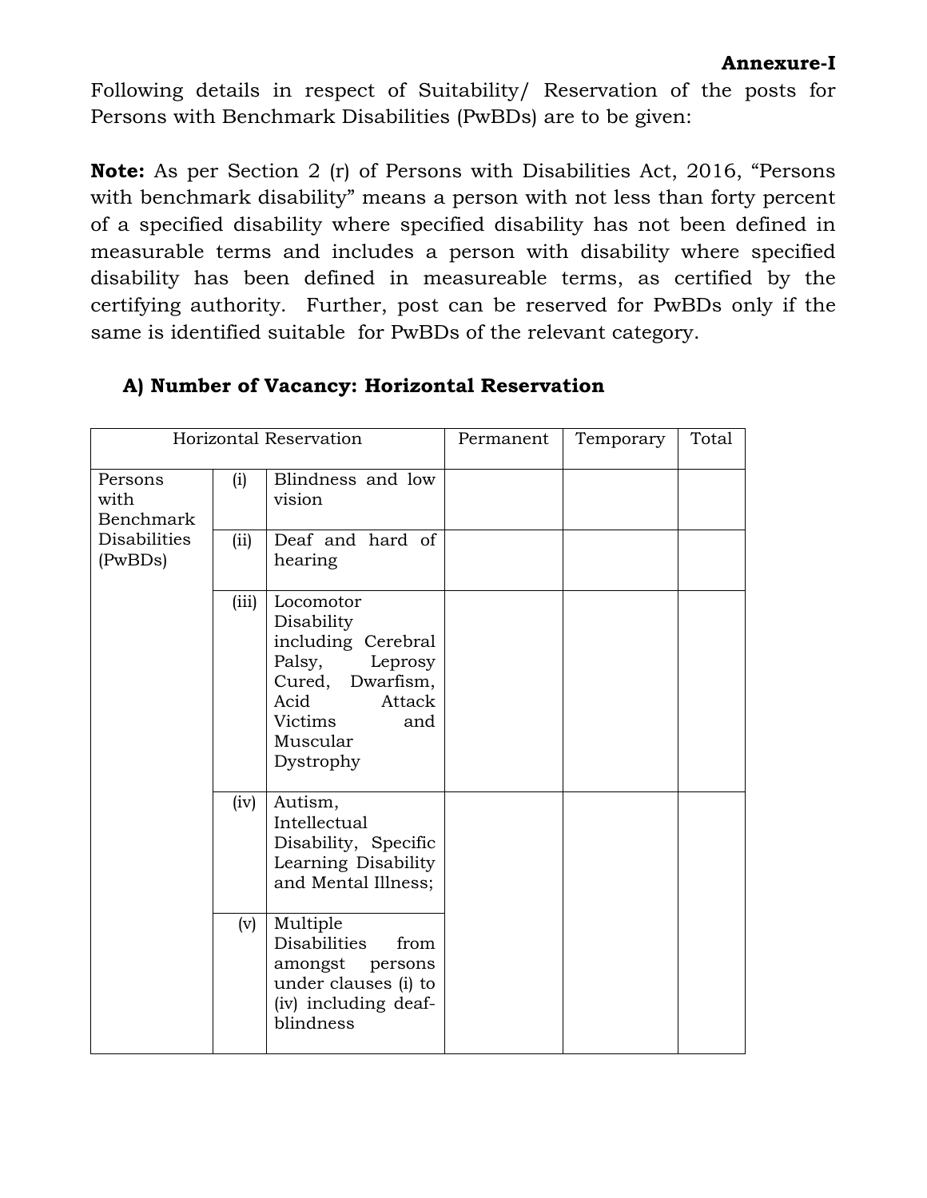**Annexure-I**

Following details in respect of Suitability/ Reservation of the posts for Persons with Benchmark Disabilities (PwBDs) are to be given:

**Note:** As per Section 2 (r) of Persons with Disabilities Act, 2016, "Persons with benchmark disability" means a person with not less than forty percent of a specified disability where specified disability has not been defined in measurable terms and includes a person with disability where specified disability has been defined in measureable terms, as certified by the certifying authority. Further, post can be reserved for PwBDs only if the same is identified suitable for PwBDs of the relevant category.

### A) Number of Vacancy: Horizontal Reservation

| Horizontal Reservation | | | Permanent | Temporary | Total |
|---|---|---|---|---|---|
| Persons with Benchmark Disabilities (PwBDs) | (i) | Blindness and low vision | | | |
| | (ii) | Deaf and hard of hearing | | | |
| | (iii) | Locomotor Disability including Cerebral Palsy, Leprosy Cured, Dwarfism, Acid Attack Victims and Muscular Dystrophy | | | |
| | (iv) | Autism, Intellectual Disability, Specific Learning Disability and Mental Illness; | | | |
| | (v) | Multiple Disabilities from amongst persons under clauses (i) to (iv) including deaf-blindness | | | |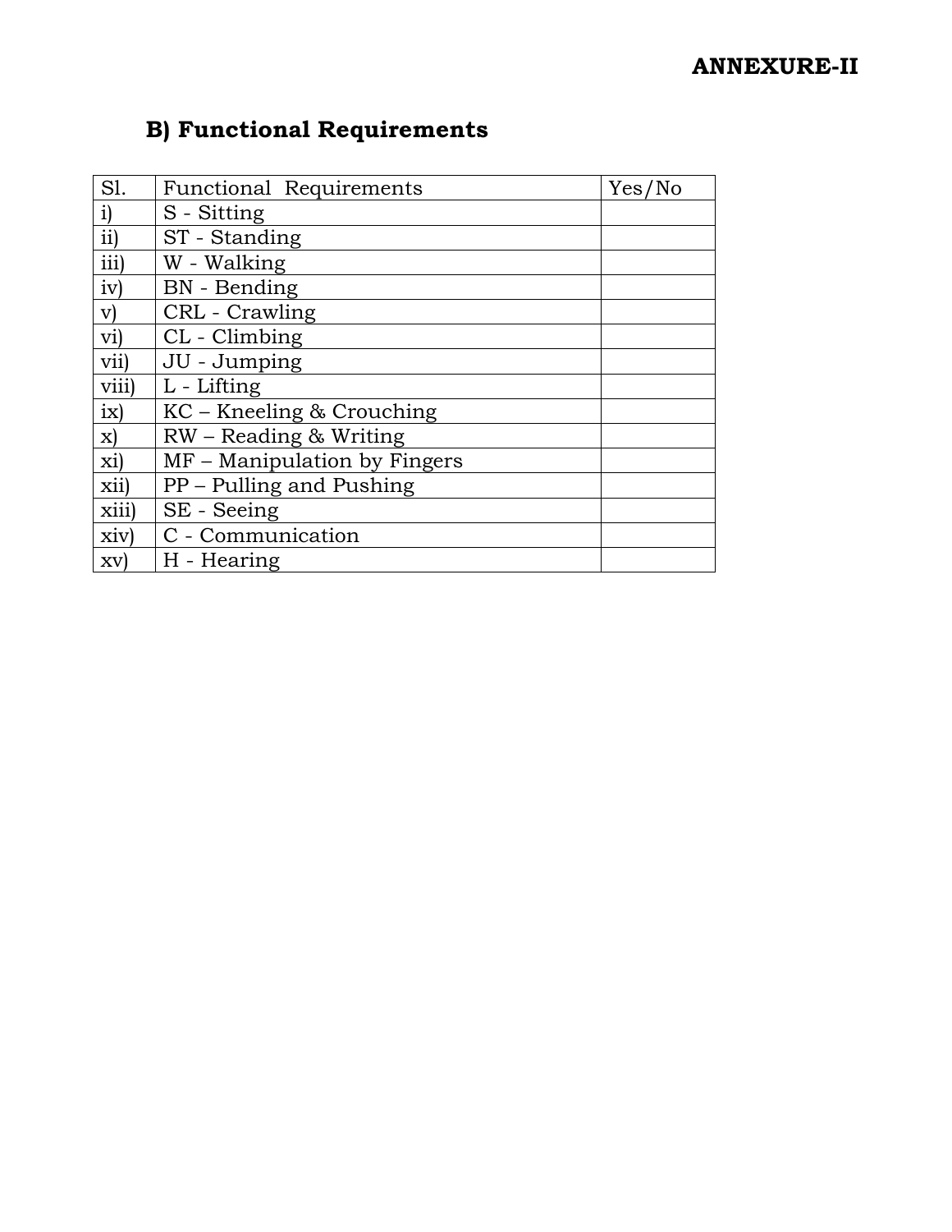**ANNEXURE-II**

## B) Functional Requirements

| Sl. | Functional Requirements | Yes/No |
|---|---|---|
| i) | S - Sitting | |
| ii) | ST - Standing | |
| iii) | W - Walking | |
| iv) | BN - Bending | |
| v) | CRL - Crawling | |
| vi) | CL - Climbing | |
| vii) | JU - Jumping | |
| viii) | L - Lifting | |
| ix) | KC – Kneeling & Crouching | |
| x) | RW – Reading & Writing | |
| xi) | MF – Manipulation by Fingers | |
| xii) | PP – Pulling and Pushing | |
| xiii) | SE - Seeing | |
| xiv) | C - Communication | |
| xv) | H - Hearing | |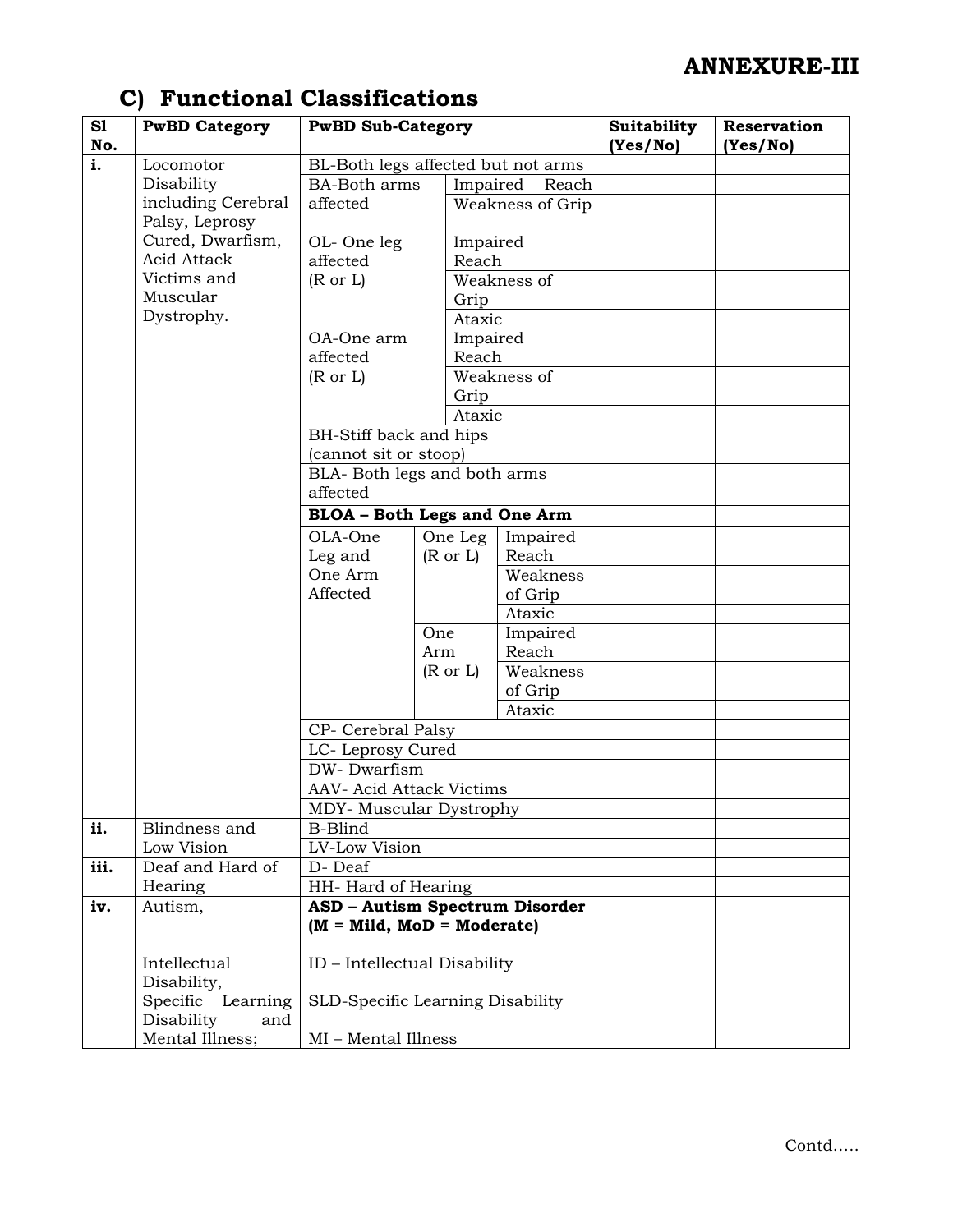# ANNEXURE-III

## C) Functional Classifications

| Sl No. | PwBD Category | PwBD Sub-Category | | | Suitability (Yes/No) | Reservation (Yes/No) |
|---|---|---|---|---|---|---|
| i. | Locomotor Disability including Cerebral Palsy, Leprosy Cured, Dwarfism, Acid Attack Victims and Muscular Dystrophy. | BL-Both legs affected but not arms | | | | |
| | | BA-Both arms affected | Impaired Reach | | | |
| | | | Weakness of Grip | | | |
| | | OL- One leg affected (R or L) | Impaired Reach | | | |
| | | | Weakness of Grip | | | |
| | | | Ataxic | | | |
| | | OA-One arm affected (R or L) | Impaired Reach | | | |
| | | | Weakness of Grip | | | |
| | | | Ataxic | | | |
| | | BH-Stiff back and hips (cannot sit or stoop) | | | | |
| | | BLA- Both legs and both arms affected | | | | |
| | | **BLOA – Both Legs and One Arm** | | | | |
| | | OLA-One Leg and One Arm Affected | One Leg (R or L) | Impaired Reach | | |
| | | | | Weakness of Grip | | |
| | | | | Ataxic | | |
| | | | One Arm (R or L) | Impaired Reach | | |
| | | | | Weakness of Grip | | |
| | | | | Ataxic | | |
| | | CP- Cerebral Palsy | | | | |
| | | LC- Leprosy Cured | | | | |
| | | DW- Dwarfism | | | | |
| | | AAV- Acid Attack Victims | | | | |
| | | MDY- Muscular Dystrophy | | | | |
| ii. | Blindness and Low Vision | B-Blind | | | | |
| | | LV-Low Vision | | | | |
| iii. | Deaf and Hard of Hearing | D- Deaf | | | | |
| | | HH- Hard of Hearing | | | | |
| iv. | Autism, Intellectual Disability, Specific Learning Disability and Mental Illness; | **ASD – Autism Spectrum Disorder (M = Mild, MoD = Moderate)** ID – Intellectual Disability SLD-Specific Learning Disability MI – Mental Illness | | | | |

Contd.....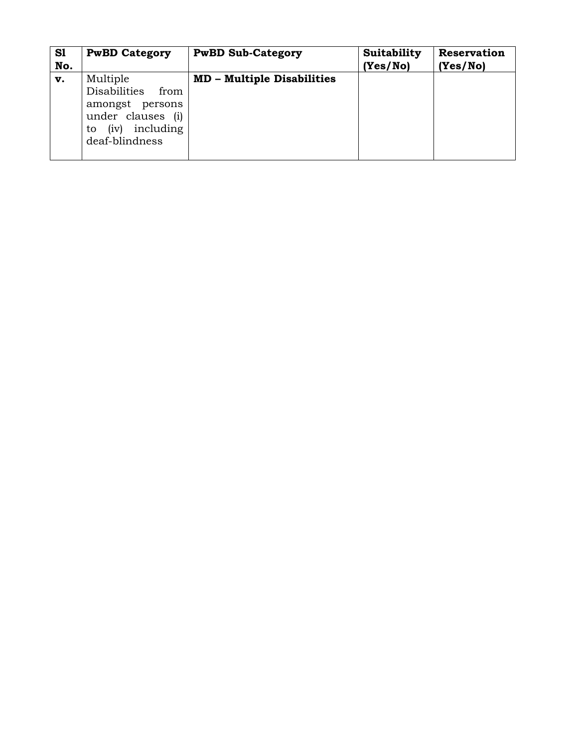| Sl No. | PwBD Category | PwBD Sub-Category | Suitability (Yes/No) | Reservation (Yes/No) |
|---|---|---|---|---|
| **v.** | Multiple Disabilities from amongst persons under clauses (i) to (iv) including deaf-blindness | **MD – Multiple Disabilities** | | |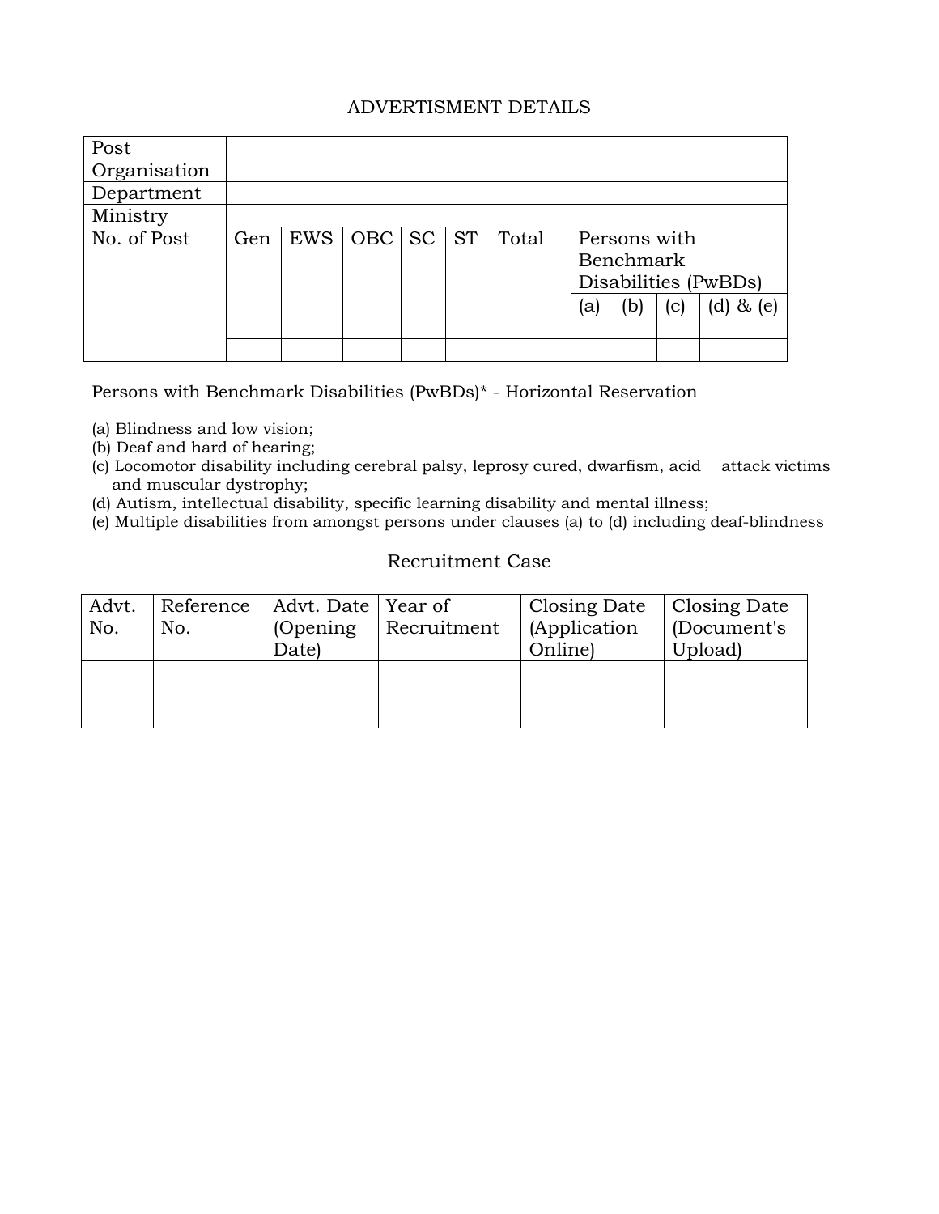## ADVERTISMENT DETAILS

| Post | | | | | | | | | | |
|---|---|---|---|---|---|---|---|---|---|---|
| Organisation | | | | | | | | | | |
| Department | | | | | | | | | | |
| Ministry | | | | | | | | | | |
| No. of Post | Gen | EWS | OBC | SC | ST | Total | Persons with Benchmark Disabilities (PwBDs) | | | |
| | | | | | | | (a) | (b) | (c) | (d) & (e) |
| | | | | | | | | | | |

Persons with Benchmark Disabilities (PwBDs)* - Horizontal Reservation

(a) Blindness and low vision;
(b) Deaf and hard of hearing;
(c) Locomotor disability including cerebral palsy, leprosy cured, dwarfism, acid attack victims and muscular dystrophy;
(d) Autism, intellectual disability, specific learning disability and mental illness;
(e) Multiple disabilities from amongst persons under clauses (a) to (d) including deaf-blindness

## Recruitment Case

| Advt. No. | Reference No. | Advt. Date (Opening Date) | Year of Recruitment | Closing Date (Application Online) | Closing Date (Document's Upload) |
|---|---|---|---|---|---|
| | | | | | |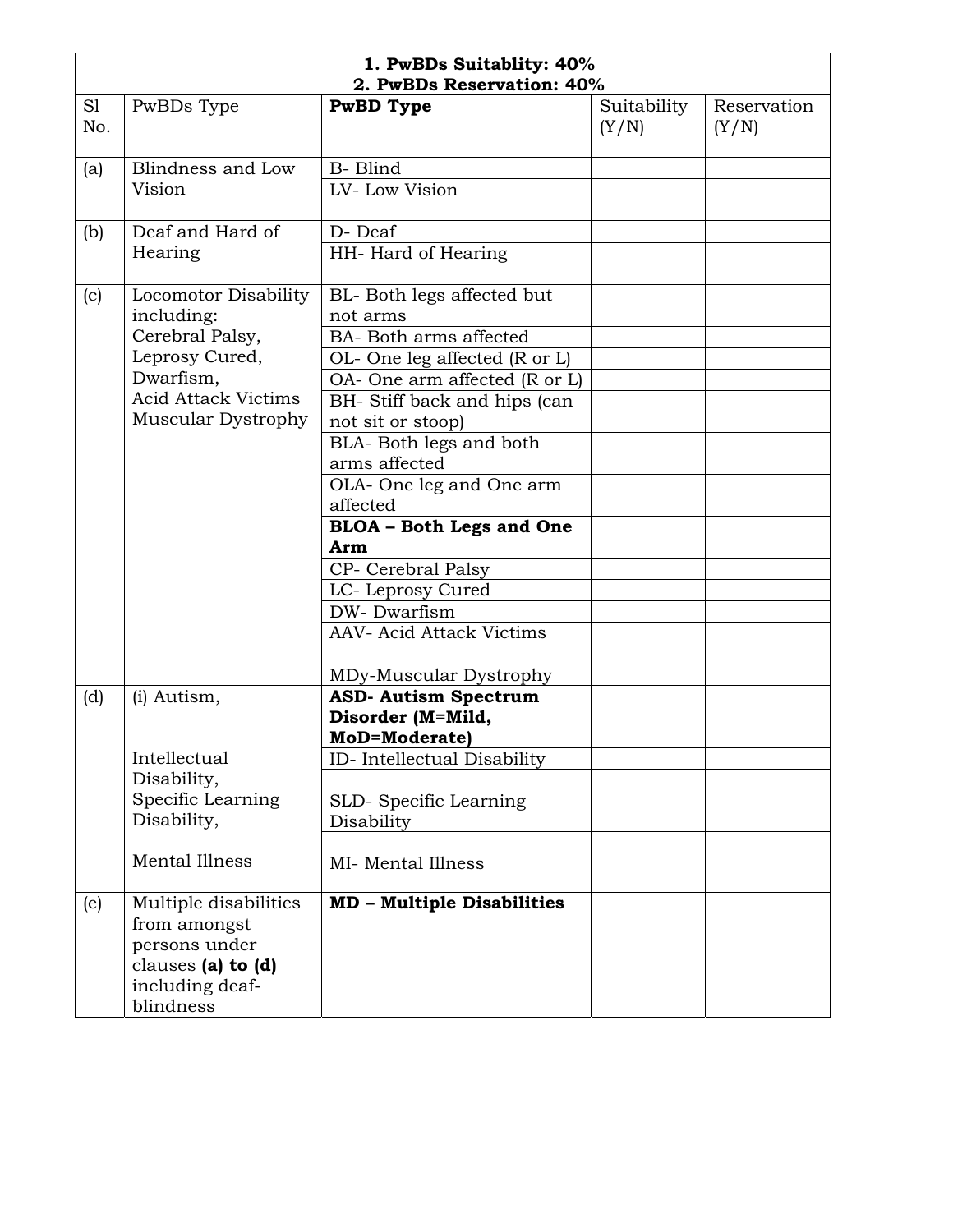| **1. PwBDs Suitablity: 40%**<br>**2. PwBDs Reservation: 40%** | | | | |
|---|---|---|---|---|
| Sl No. | PwBDs Type | **PwBD Type** | Suitability (Y/N) | Reservation (Y/N) |
| (a) | Blindness and Low Vision | B- Blind | | |
| | | LV- Low Vision | | |
| (b) | Deaf and Hard of Hearing | D- Deaf | | |
| | | HH- Hard of Hearing | | |
| (c) | Locomotor Disability including: Cerebral Palsy, Leprosy Cured, Dwarfism, Acid Attack Victims Muscular Dystrophy | BL- Both legs affected but not arms | | |
| | | BA- Both arms affected | | |
| | | OL- One leg affected (R or L) | | |
| | | OA- One arm affected (R or L) | | |
| | | BH- Stiff back and hips (can not sit or stoop) | | |
| | | BLA- Both legs and both arms affected | | |
| | | OLA- One leg and One arm affected | | |
| | | **BLOA – Both Legs and One Arm** | | |
| | | CP- Cerebral Palsy | | |
| | | LC- Leprosy Cured | | |
| | | DW- Dwarfism | | |
| | | AAV- Acid Attack Victims | | |
| | | MDy-Muscular Dystrophy | | |
| (d) | (i) Autism, | **ASD- Autism Spectrum Disorder (M=Mild, MoD=Moderate)** | | |
| | Intellectual Disability, | ID- Intellectual Disability | | |
| | Specific Learning Disability, | SLD- Specific Learning Disability | | |
| | Mental Illness | MI- Mental Illness | | |
| (e) | Multiple disabilities from amongst persons under clauses **(a) to (d)** including deaf-blindness | **MD – Multiple Disabilities** | | |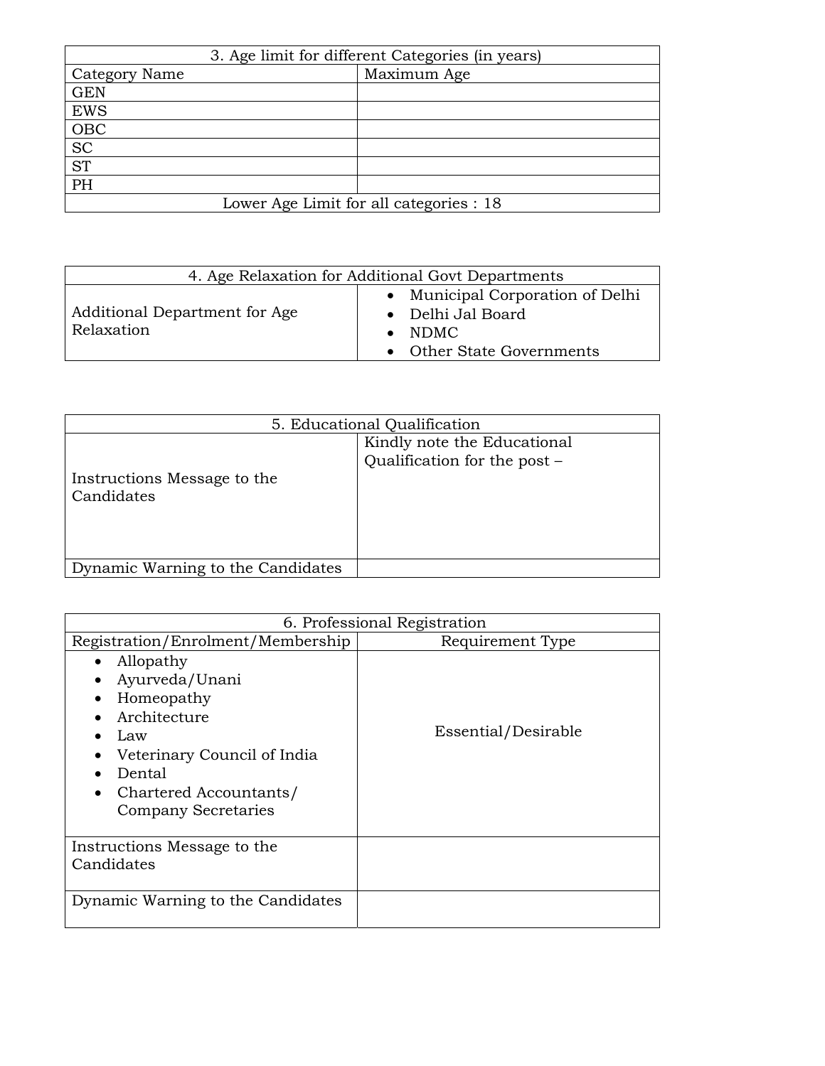| 3. Age limit for different Categories (in years) | |
|---|---|
| Category Name | Maximum Age |
| GEN | |
| EWS | |
| OBC | |
| SC | |
| ST | |
| PH | |
| Lower Age Limit for all categories : 18 | |

| 4. Age Relaxation for Additional Govt Departments | |
|---|---|
| Additional Department for Age Relaxation | • Municipal Corporation of Delhi<br>• Delhi Jal Board<br>• NDMC<br>• Other State Governments |

| 5. Educational Qualification | |
|---|---|
| Instructions Message to the Candidates | Kindly note the Educational Qualification for the post – |
| Dynamic Warning to the Candidates | |

| 6. Professional Registration | |
|---|---|
| Registration/Enrolment/Membership | Requirement Type |
| • Allopathy<br>• Ayurveda/Unani<br>• Homeopathy<br>• Architecture<br>• Law<br>• Veterinary Council of India<br>• Dental<br>• Chartered Accountants/ Company Secretaries | Essential/Desirable |
| Instructions Message to the Candidates | |
| Dynamic Warning to the Candidates | |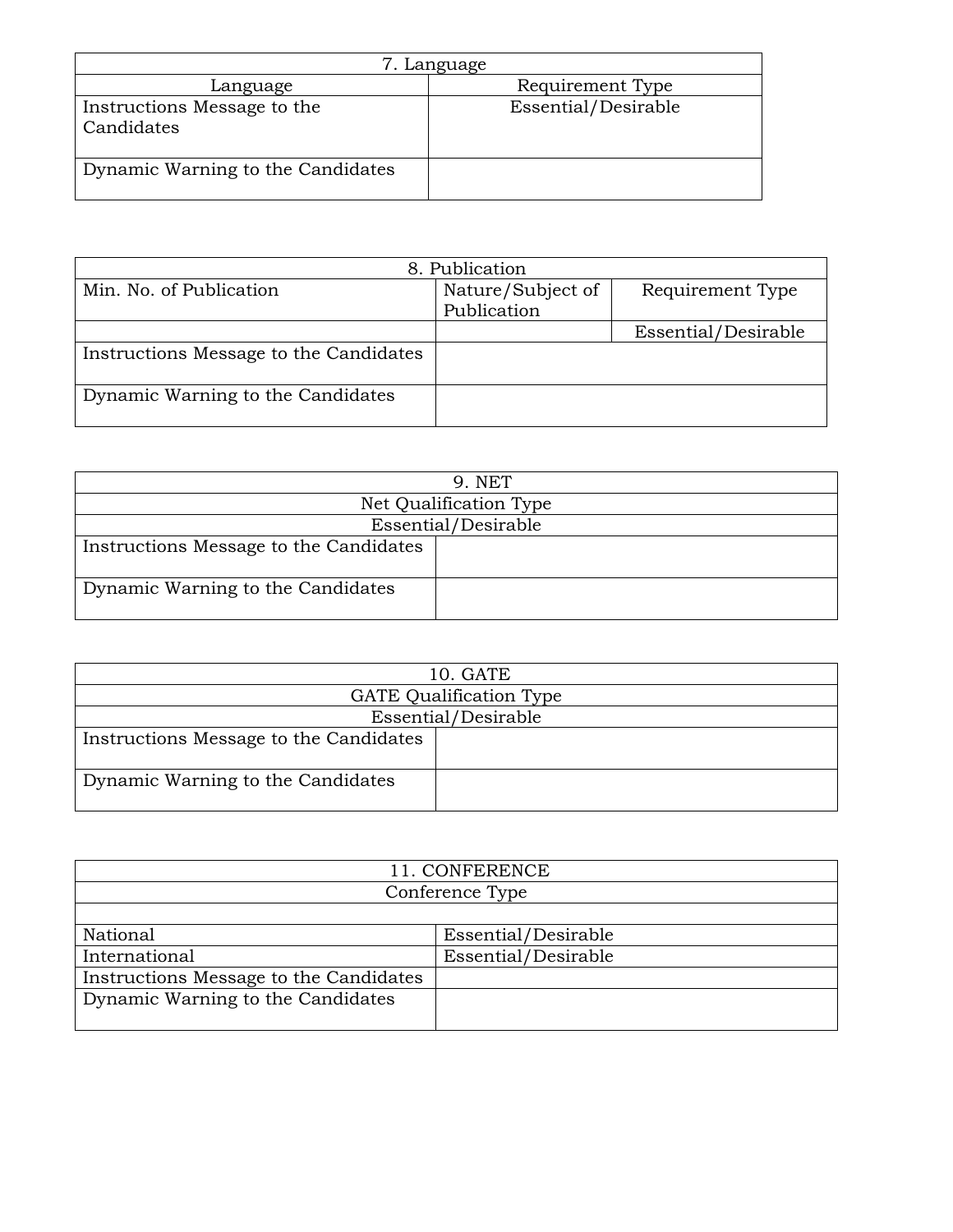| 7. Language | |
|---|---|
| Language | Requirement Type |
| Instructions Message to the Candidates | Essential/Desirable |
| Dynamic Warning to the Candidates | |

| 8. Publication | | |
|---|---|---|
| Min. No. of Publication | Nature/Subject of Publication | Requirement Type |
| | | Essential/Desirable |
| Instructions Message to the Candidates | | |
| Dynamic Warning to the Candidates | | |

| 9. NET | |
|---|---|
| Net Qualification Type | |
| Essential/Desirable | |
| Instructions Message to the Candidates | |
| Dynamic Warning to the Candidates | |

| 10. GATE | |
|---|---|
| GATE Qualification Type | |
| Essential/Desirable | |
| Instructions Message to the Candidates | |
| Dynamic Warning to the Candidates | |

| 11. CONFERENCE | |
|---|---|
| Conference Type | |
| | |
| National | Essential/Desirable |
| International | Essential/Desirable |
| Instructions Message to the Candidates | |
| Dynamic Warning to the Candidates | |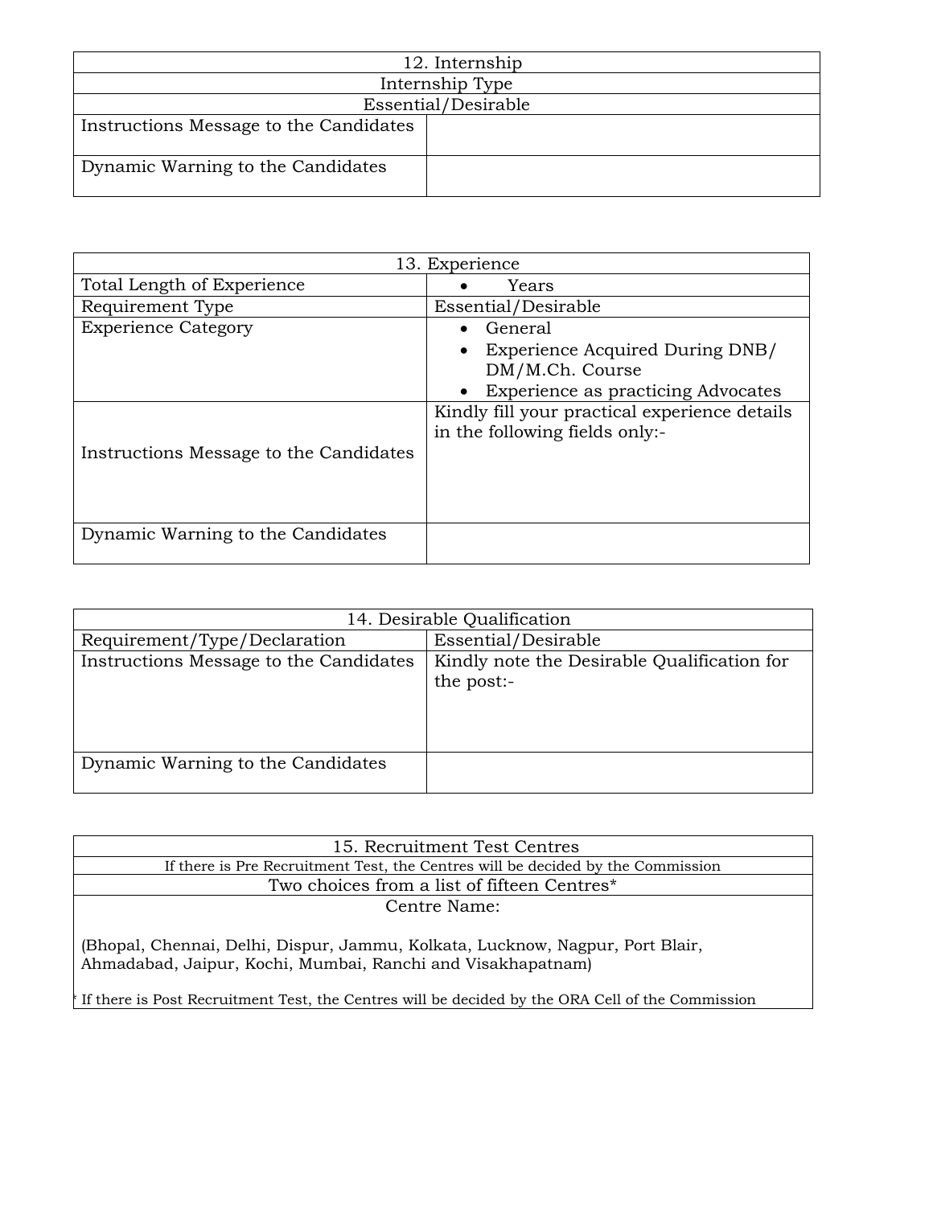| 12. Internship | |
|---|---|
| Internship Type | |
| Essential/Desirable | |
| Instructions Message to the Candidates | |
| Dynamic Warning to the Candidates | |

| 13. Experience | |
|---|---|
| Total Length of Experience | • Years |
| Requirement Type | Essential/Desirable |
| Experience Category | • General<br>• Experience Acquired During DNB/ DM/M.Ch. Course<br>• Experience as practicing Advocates |
| Instructions Message to the Candidates | Kindly fill your practical experience details in the following fields only:- |
| Dynamic Warning to the Candidates | |

| 14. Desirable Qualification | |
|---|---|
| Requirement/Type/Declaration | Essential/Desirable |
| Instructions Message to the Candidates | Kindly note the Desirable Qualification for the post:- |
| Dynamic Warning to the Candidates | |

| 15. Recruitment Test Centres |
|---|
| If there is Pre Recruitment Test, the Centres will be decided by the Commission |
| Two choices from a list of fifteen Centres* |
| Centre Name:<br><br>(Bhopal, Chennai, Delhi, Dispur, Jammu, Kolkata, Lucknow, Nagpur, Port Blair, Ahmadabad, Jaipur, Kochi, Mumbai, Ranchi and Visakhapatnam)<br><br>* If there is Post Recruitment Test, the Centres will be decided by the ORA Cell of the Commission |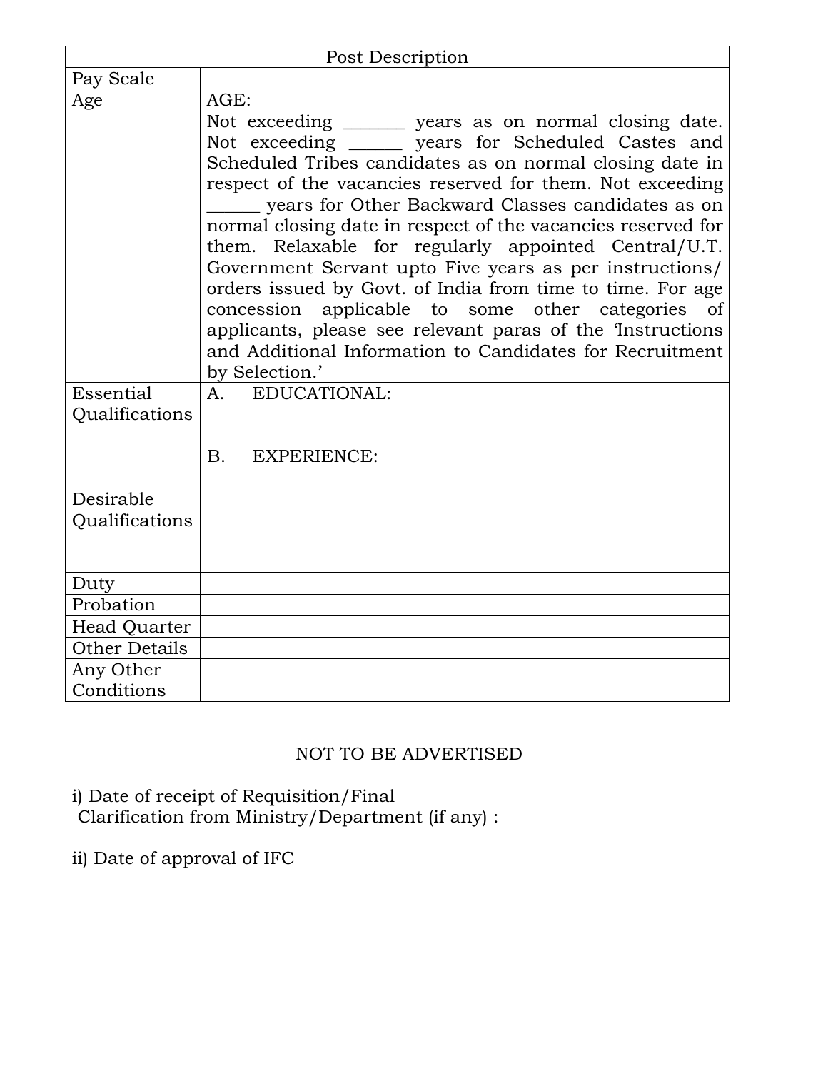| Post Description | |
|---|---|
| Pay Scale | |
| Age | AGE:<br>Not exceeding _______ years as on normal closing date. Not exceeding ______ years for Scheduled Castes and Scheduled Tribes candidates as on normal closing date in respect of the vacancies reserved for them. Not exceeding ______ years for Other Backward Classes candidates as on normal closing date in respect of the vacancies reserved for them. Relaxable for regularly appointed Central/U.T. Government Servant upto Five years as per instructions/ orders issued by Govt. of India from time to time. For age concession applicable to some other categories of applicants, please see relevant paras of the 'Instructions and Additional Information to Candidates for Recruitment by Selection.' |
| Essential Qualifications | A. EDUCATIONAL:<br><br>B. EXPERIENCE: |
| Desirable Qualifications | |
| Duty | |
| Probation | |
| Head Quarter | |
| Other Details | |
| Any Other Conditions | |

NOT TO BE ADVERTISED

i) Date of receipt of Requisition/Final Clarification from Ministry/Department (if any) :

ii) Date of approval of IFC